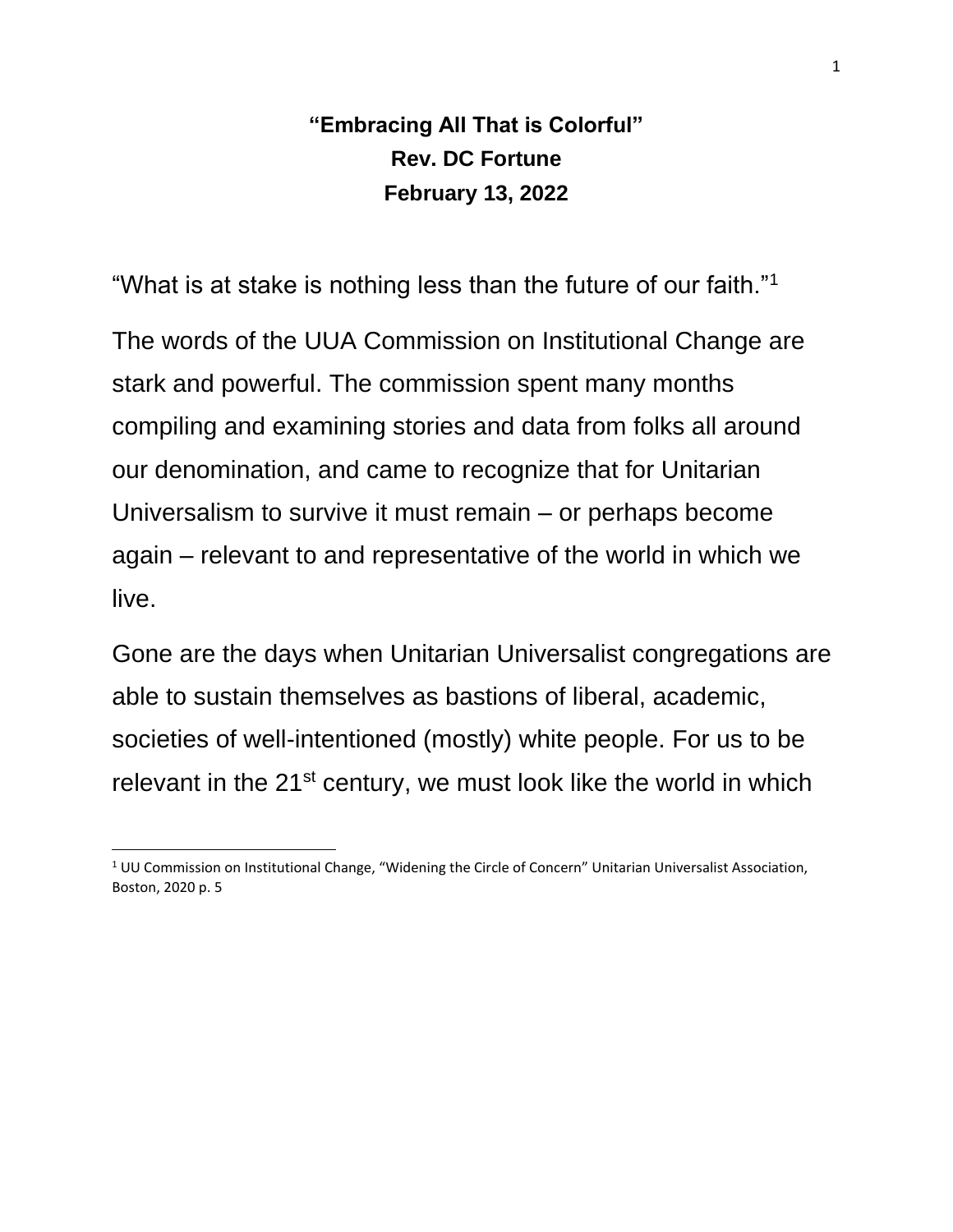**“Embracing All That is Colorful”**
**Rev. DC Fortune**
**February 13, 2022**

“What is at stake is nothing less than the future of our faith.”[1]

The words of the UUA Commission on Institutional Change are stark and powerful. The commission spent many months compiling and examining stories and data from folks all around our denomination, and came to recognize that for Unitarian Universalism to survive it must remain – or perhaps become again – relevant to and representative of the world in which we live.

Gone are the days when Unitarian Universalist congregations are able to sustain themselves as bastions of liberal, academic, societies of well-intentioned (mostly) white people. For us to be relevant in the 21st century, we must look like the world in which

---

[1] UU Commission on Institutional Change, “Widening the Circle of Concern” Unitarian Universalist Association, Boston, 2020 p. 5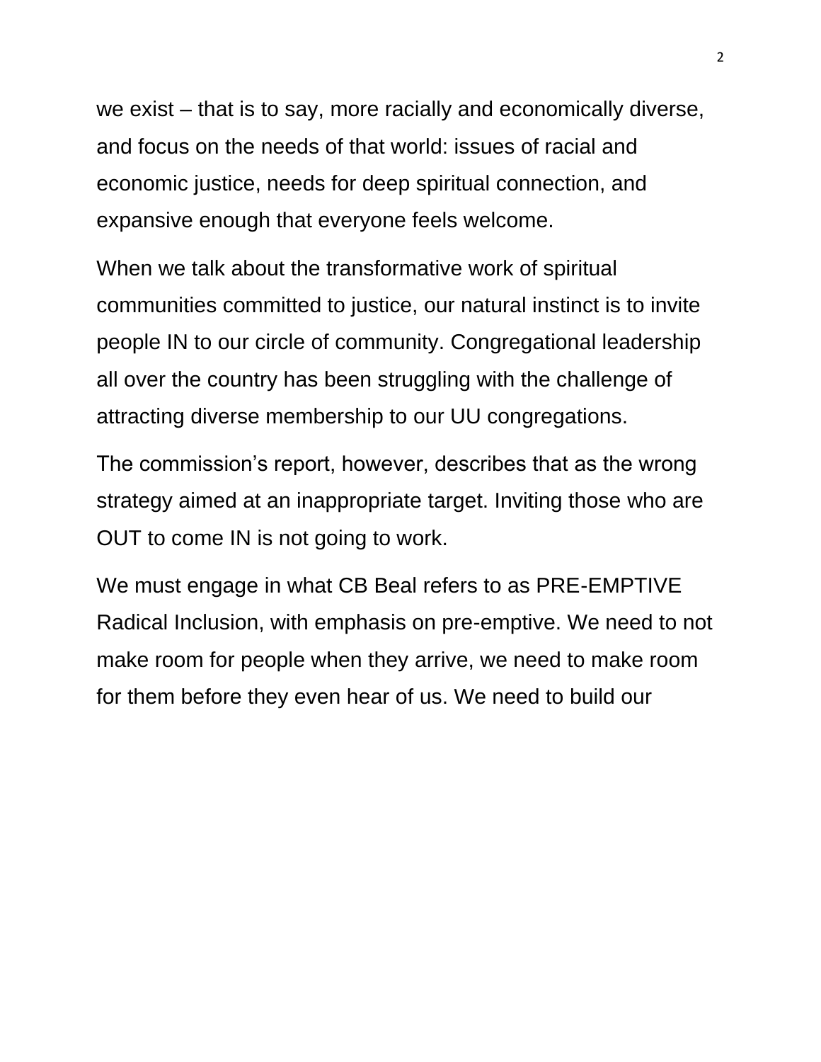we exist – that is to say, more racially and economically diverse, and focus on the needs of that world: issues of racial and economic justice, needs for deep spiritual connection, and expansive enough that everyone feels welcome.

When we talk about the transformative work of spiritual communities committed to justice, our natural instinct is to invite people IN to our circle of community. Congregational leadership all over the country has been struggling with the challenge of attracting diverse membership to our UU congregations.

The commission's report, however, describes that as the wrong strategy aimed at an inappropriate target. Inviting those who are OUT to come IN is not going to work.

We must engage in what CB Beal refers to as PRE-EMPTIVE Radical Inclusion, with emphasis on pre-emptive. We need to not make room for people when they arrive, we need to make room for them before they even hear of us. We need to build our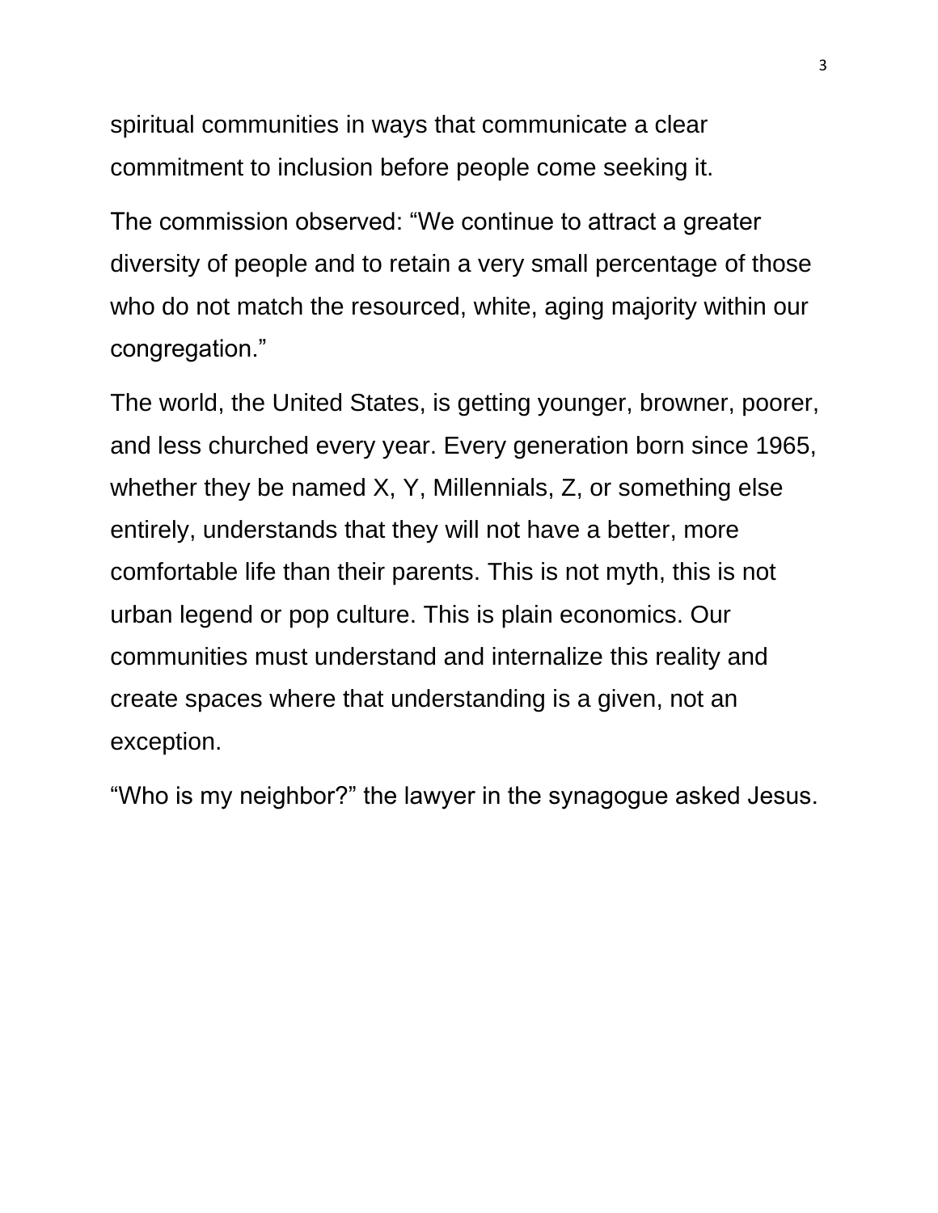spiritual communities in ways that communicate a clear commitment to inclusion before people come seeking it.

The commission observed: “We continue to attract a greater diversity of people and to retain a very small percentage of those who do not match the resourced, white, aging majority within our congregation.”

The world, the United States, is getting younger, browner, poorer, and less churched every year. Every generation born since 1965, whether they be named X, Y, Millennials, Z, or something else entirely, understands that they will not have a better, more comfortable life than their parents. This is not myth, this is not urban legend or pop culture. This is plain economics. Our communities must understand and internalize this reality and create spaces where that understanding is a given, not an exception.

“Who is my neighbor?” the lawyer in the synagogue asked Jesus.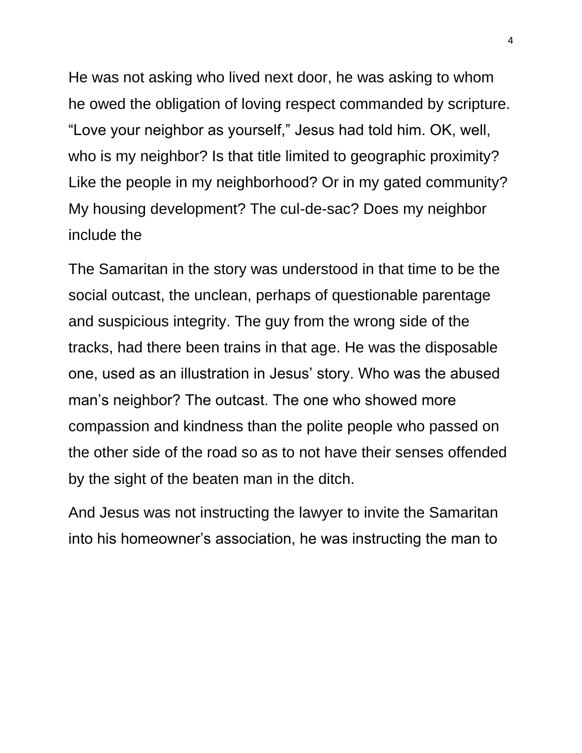He was not asking who lived next door, he was asking to whom he owed the obligation of loving respect commanded by scripture. "Love your neighbor as yourself," Jesus had told him. OK, well, who is my neighbor? Is that title limited to geographic proximity? Like the people in my neighborhood? Or in my gated community? My housing development? The cul-de-sac? Does my neighbor include the

The Samaritan in the story was understood in that time to be the social outcast, the unclean, perhaps of questionable parentage and suspicious integrity. The guy from the wrong side of the tracks, had there been trains in that age. He was the disposable one, used as an illustration in Jesus' story. Who was the abused man's neighbor? The outcast. The one who showed more compassion and kindness than the polite people who passed on the other side of the road so as to not have their senses offended by the sight of the beaten man in the ditch.

And Jesus was not instructing the lawyer to invite the Samaritan into his homeowner's association, he was instructing the man to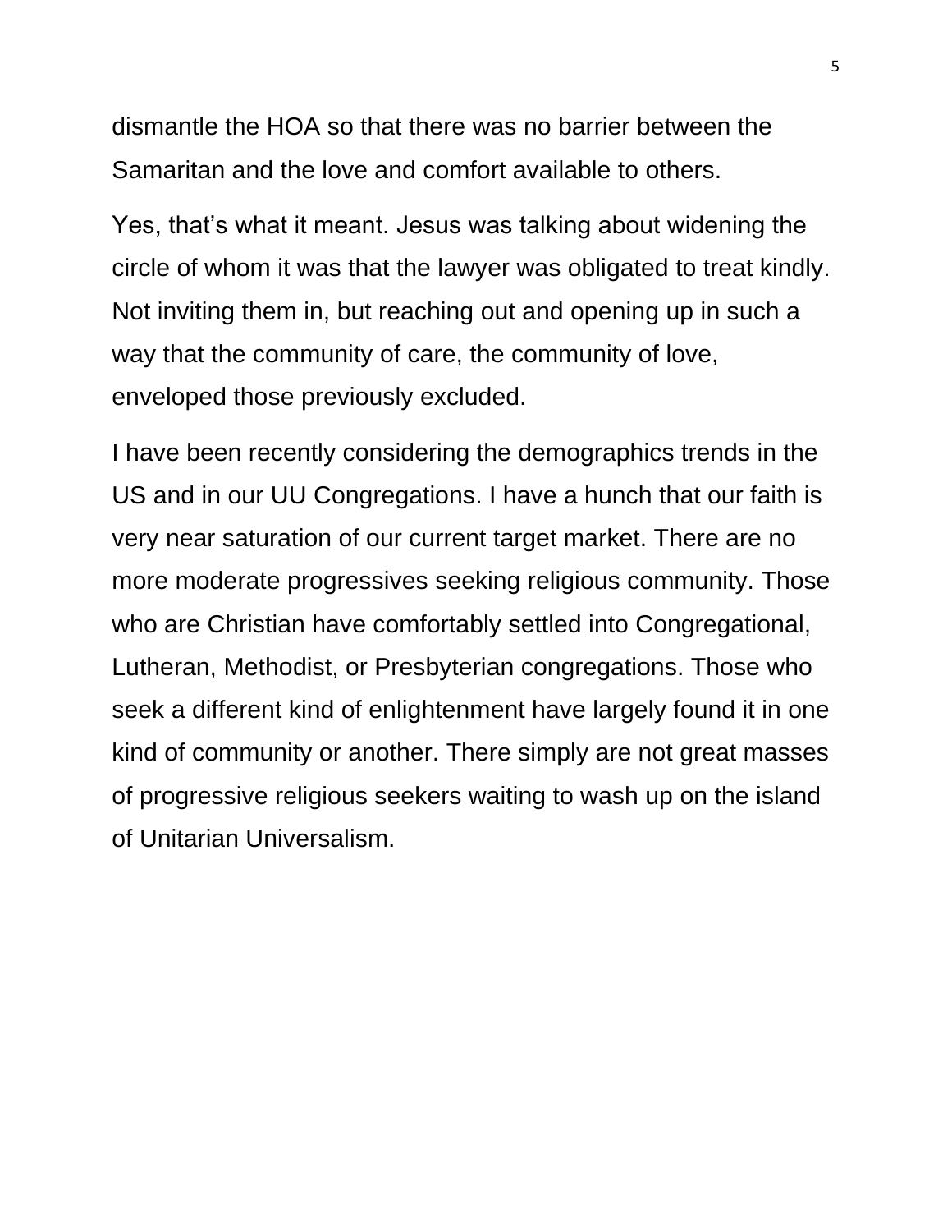dismantle the HOA so that there was no barrier between the Samaritan and the love and comfort available to others.

Yes, that's what it meant. Jesus was talking about widening the circle of whom it was that the lawyer was obligated to treat kindly. Not inviting them in, but reaching out and opening up in such a way that the community of care, the community of love, enveloped those previously excluded.

I have been recently considering the demographics trends in the US and in our UU Congregations. I have a hunch that our faith is very near saturation of our current target market. There are no more moderate progressives seeking religious community. Those who are Christian have comfortably settled into Congregational, Lutheran, Methodist, or Presbyterian congregations. Those who seek a different kind of enlightenment have largely found it in one kind of community or another. There simply are not great masses of progressive religious seekers waiting to wash up on the island of Unitarian Universalism.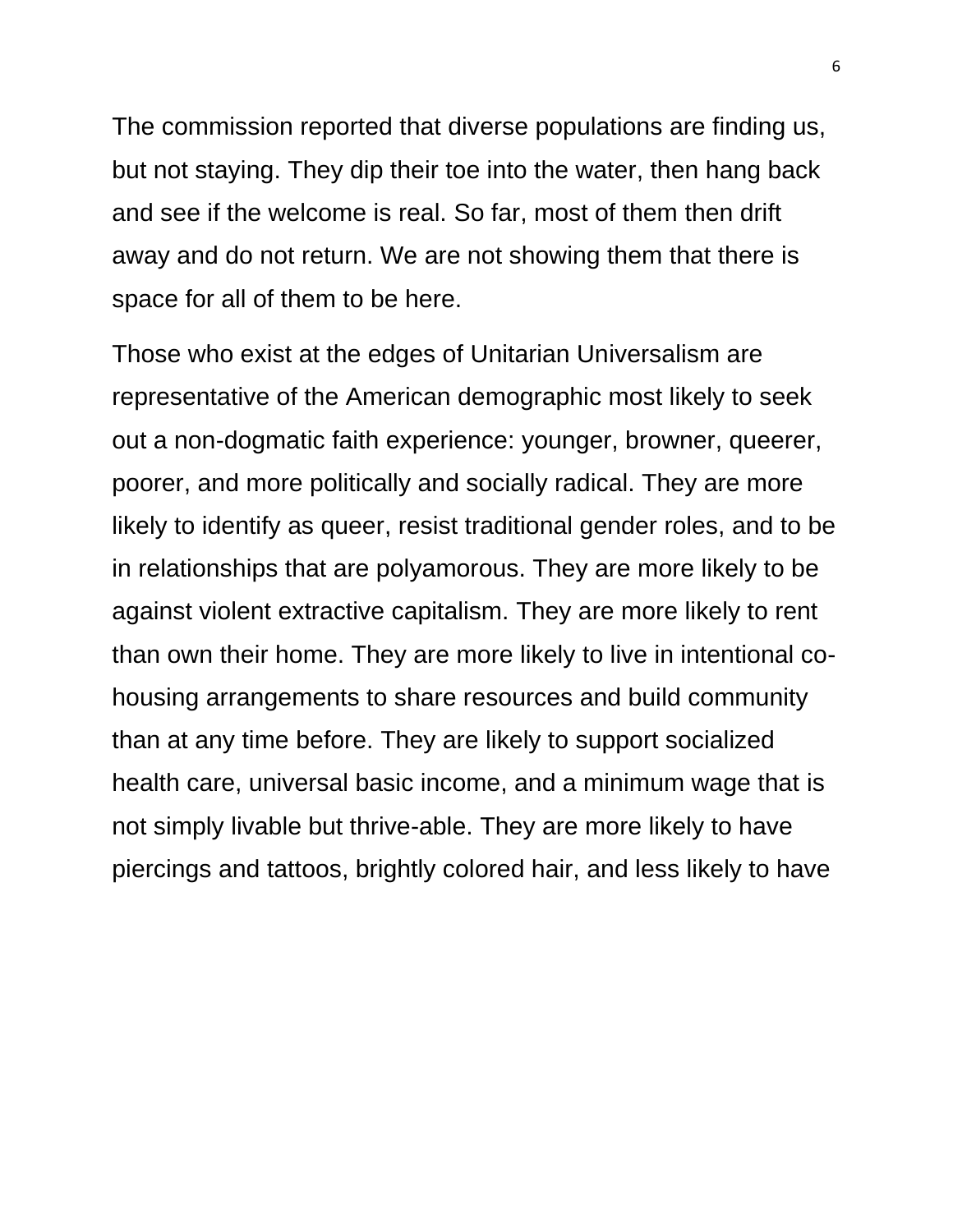The commission reported that diverse populations are finding us, but not staying. They dip their toe into the water, then hang back and see if the welcome is real. So far, most of them then drift away and do not return. We are not showing them that there is space for all of them to be here.

Those who exist at the edges of Unitarian Universalism are representative of the American demographic most likely to seek out a non-dogmatic faith experience: younger, browner, queerer, poorer, and more politically and socially radical. They are more likely to identify as queer, resist traditional gender roles, and to be in relationships that are polyamorous. They are more likely to be against violent extractive capitalism. They are more likely to rent than own their home. They are more likely to live in intentional co-housing arrangements to share resources and build community than at any time before. They are likely to support socialized health care, universal basic income, and a minimum wage that is not simply livable but thrive-able. They are more likely to have piercings and tattoos, brightly colored hair, and less likely to have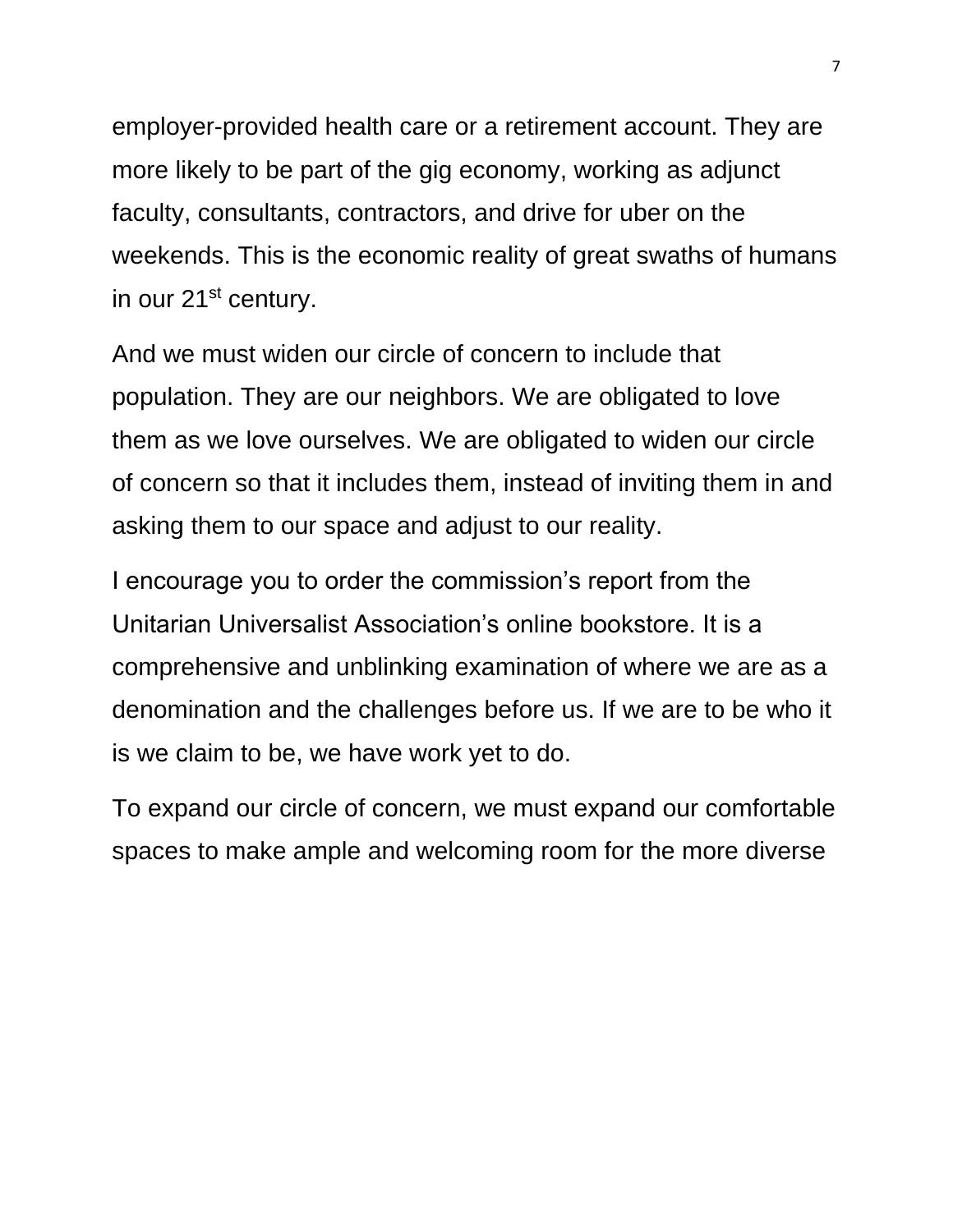employer-provided health care or a retirement account. They are more likely to be part of the gig economy, working as adjunct faculty, consultants, contractors, and drive for uber on the weekends. This is the economic reality of great swaths of humans in our 21st century.

And we must widen our circle of concern to include that population. They are our neighbors. We are obligated to love them as we love ourselves. We are obligated to widen our circle of concern so that it includes them, instead of inviting them in and asking them to our space and adjust to our reality.

I encourage you to order the commission's report from the Unitarian Universalist Association's online bookstore. It is a comprehensive and unblinking examination of where we are as a denomination and the challenges before us. If we are to be who it is we claim to be, we have work yet to do.

To expand our circle of concern, we must expand our comfortable spaces to make ample and welcoming room for the more diverse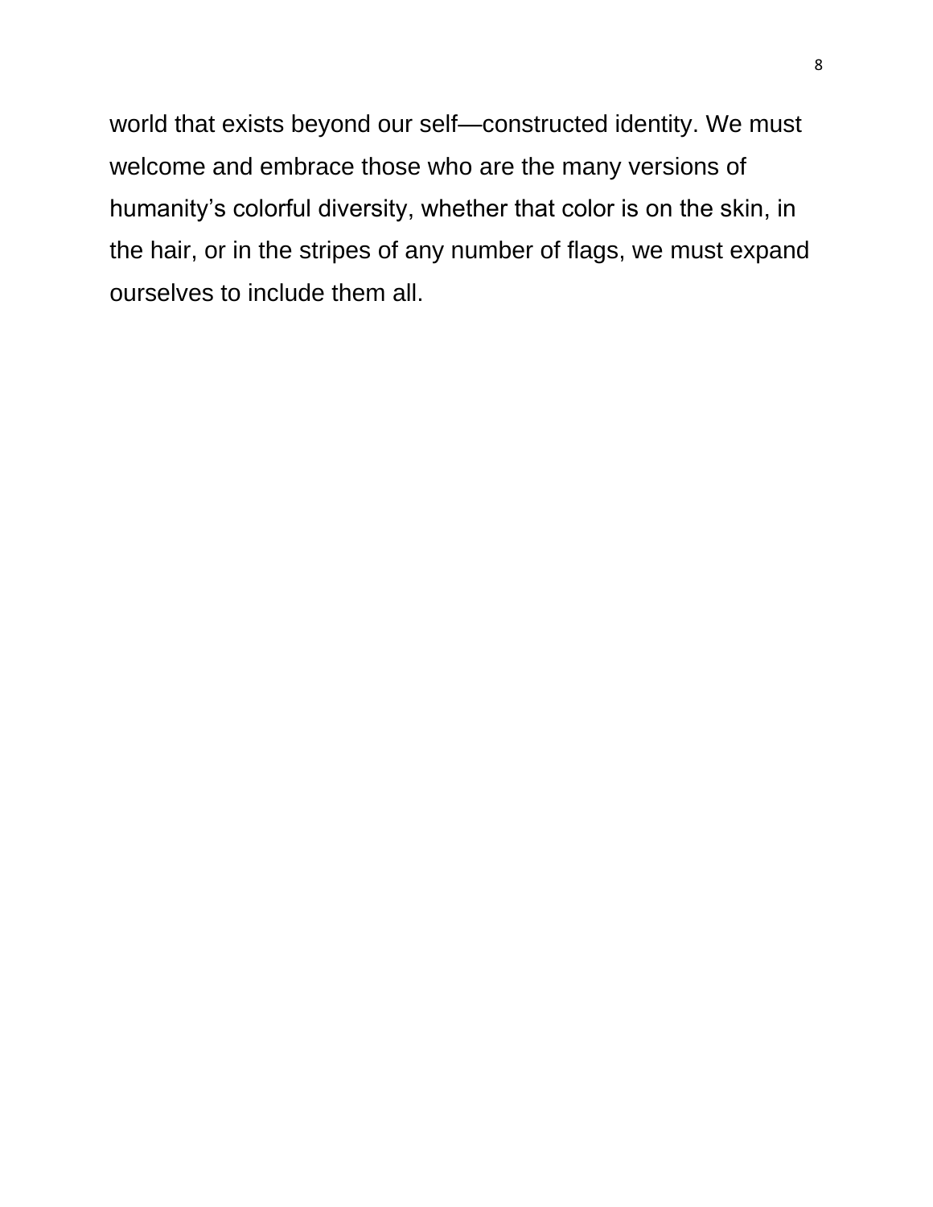world that exists beyond our self—constructed identity. We must welcome and embrace those who are the many versions of humanity's colorful diversity, whether that color is on the skin, in the hair, or in the stripes of any number of flags, we must expand ourselves to include them all.